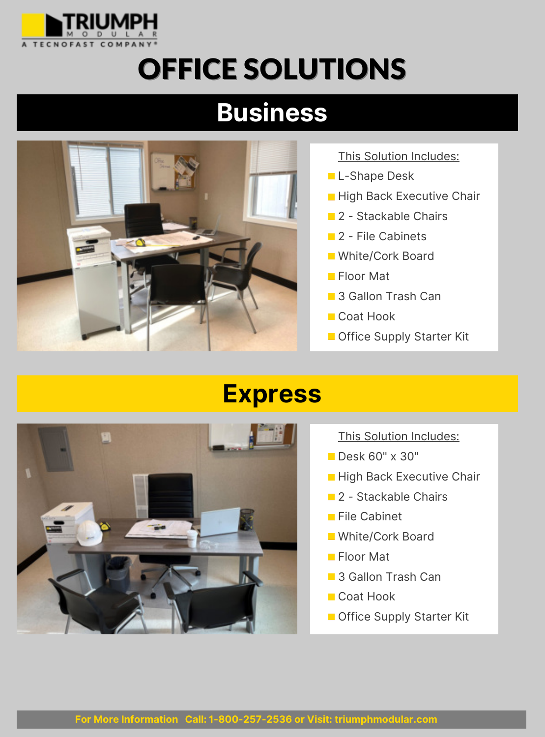TRIUMPH MODULAR
A TECNOFAST COMPANY®

# OFFICE SOLUTIONS

## Business

This Solution Includes:

- L-Shape Desk
- High Back Executive Chair
- 2 - Stackable Chairs
- 2 - File Cabinets
- White/Cork Board
- Floor Mat
- 3 Gallon Trash Can
- Coat Hook
- Office Supply Starter Kit

## Express

This Solution Includes:

- Desk 60" x 30"
- High Back Executive Chair
- 2 - Stackable Chairs
- File Cabinet
- White/Cork Board
- Floor Mat
- 3 Gallon Trash Can
- Coat Hook
- Office Supply Starter Kit

**For More Information Call: 1-800-257-2536 or Visit: triumphmodular.com**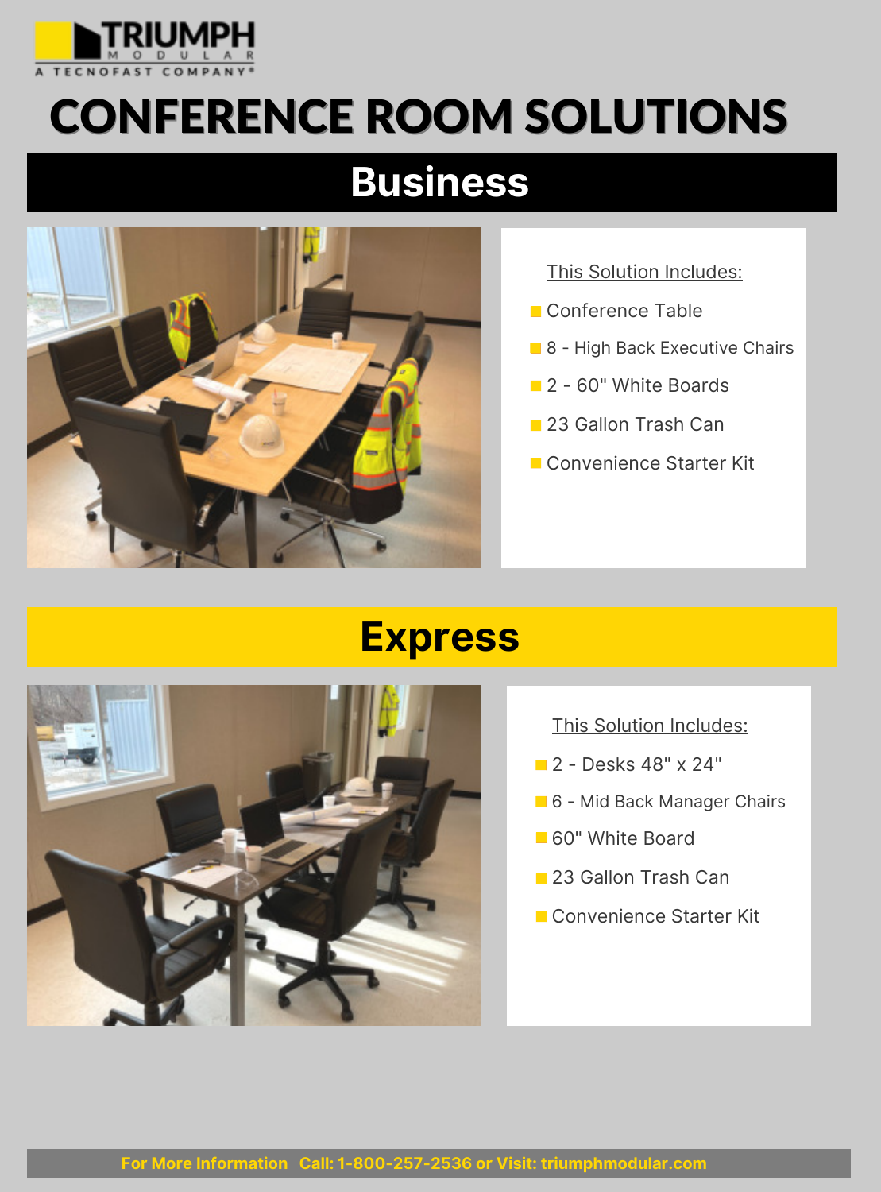TRIUMPH MODULAR
A TECNOFAST COMPANY®

# CONFERENCE ROOM SOLUTIONS

## Business

This Solution Includes:

- Conference Table
- 8 - High Back Executive Chairs
- 2 - 60" White Boards
- 23 Gallon Trash Can
- Convenience Starter Kit

## Express

This Solution Includes:

- 2 - Desks 48" x 24"
- 6 - Mid Back Manager Chairs
- 60" White Board
- 23 Gallon Trash Can
- Convenience Starter Kit

**For More Information Call: 1-800-257-2536 or Visit: triumphmodular.com**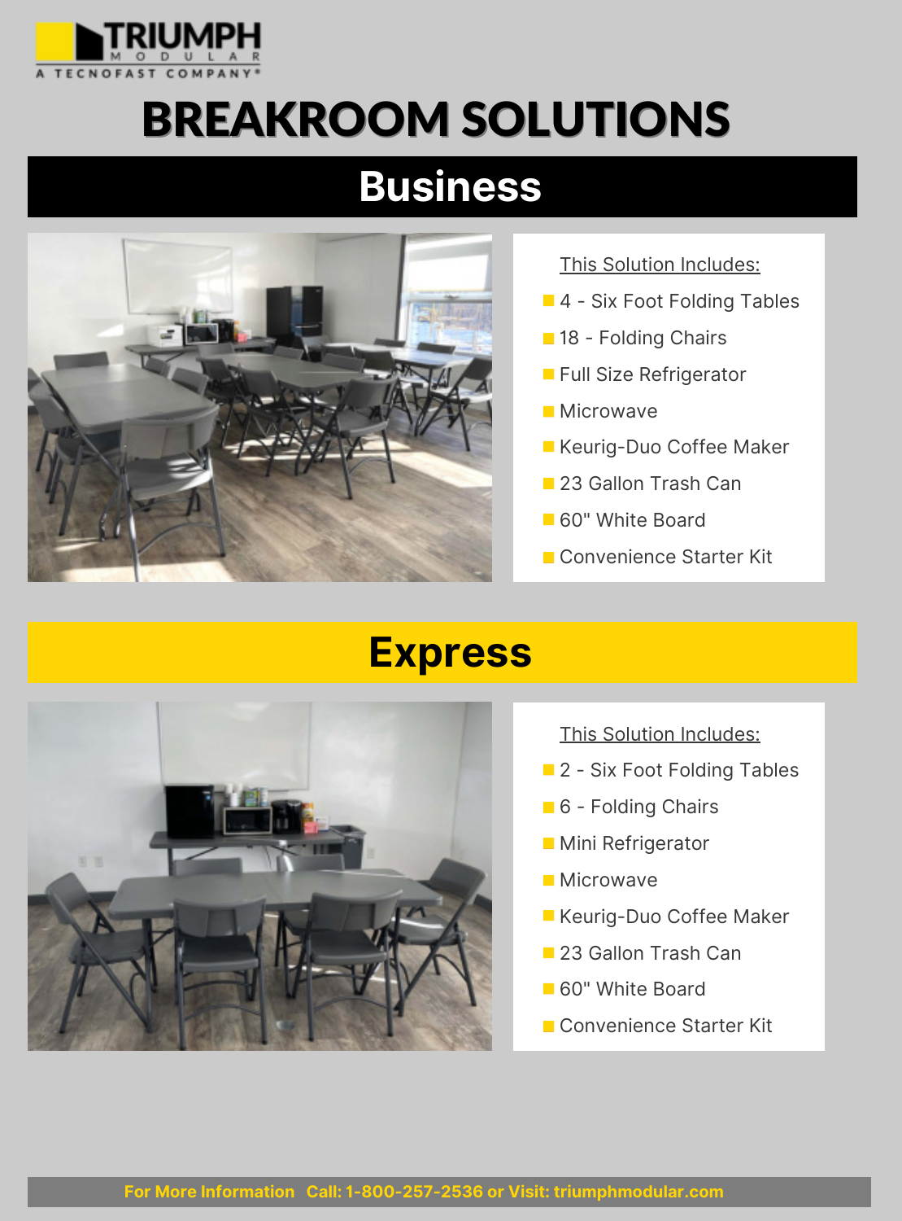TRIUMPH MODULAR
A TECNOFAST COMPANY®

# BREAKROOM SOLUTIONS

## Business

This Solution Includes:

- 4 - Six Foot Folding Tables
- 18 - Folding Chairs
- Full Size Refrigerator
- Microwave
- Keurig-Duo Coffee Maker
- 23 Gallon Trash Can
- 60" White Board
- Convenience Starter Kit

## Express

This Solution Includes:

- 2 - Six Foot Folding Tables
- 6 - Folding Chairs
- Mini Refrigerator
- Microwave
- Keurig-Duo Coffee Maker
- 23 Gallon Trash Can
- 60" White Board
- Convenience Starter Kit

**For More Information Call: 1-800-257-2536 or Visit: triumphmodular.com**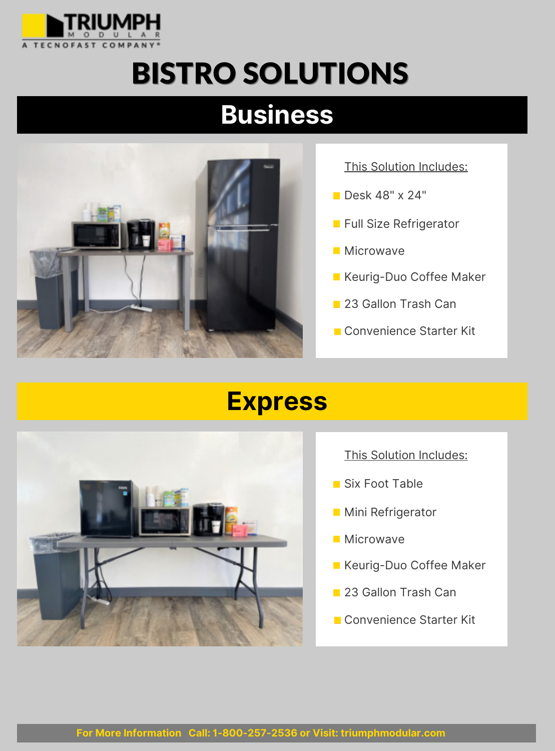TRIUMPH MODULAR

A TECNOFAST COMPANY®

# BISTRO SOLUTIONS

## Business

This Solution Includes:

- Desk 48" x 24"
- Full Size Refrigerator
- Microwave
- Keurig-Duo Coffee Maker
- 23 Gallon Trash Can
- Convenience Starter Kit

## Express

This Solution Includes:

- Six Foot Table
- Mini Refrigerator
- Microwave
- Keurig-Duo Coffee Maker
- 23 Gallon Trash Can
- Convenience Starter Kit

**For More Information Call: 1-800-257-2536 or Visit: triumphmodular.com**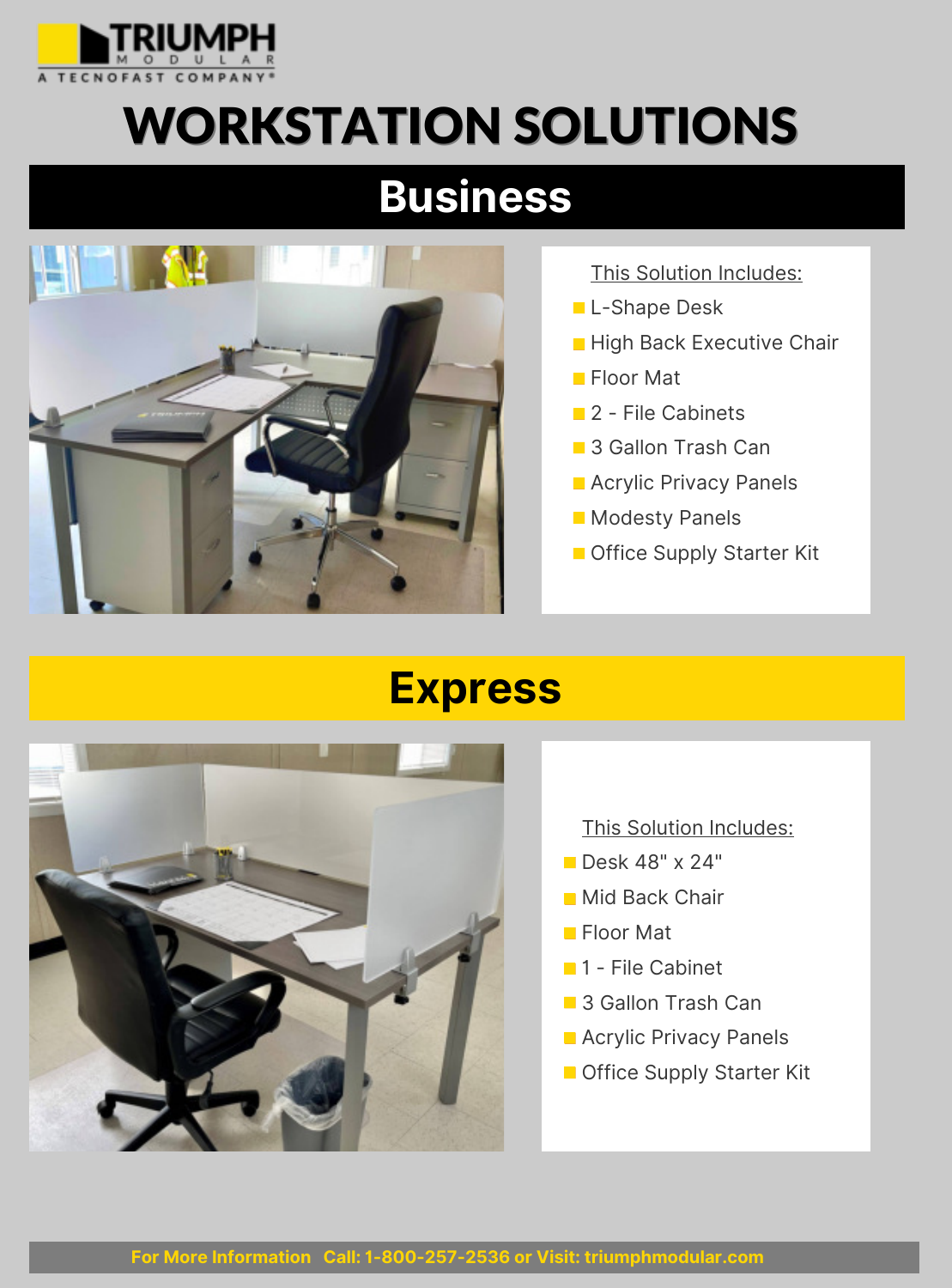TRIUMPH MODULAR
A TECNOFAST COMPANY®

# WORKSTATION SOLUTIONS

## Business

This Solution Includes:

- L-Shape Desk
- High Back Executive Chair
- Floor Mat
- 2 - File Cabinets
- 3 Gallon Trash Can
- Acrylic Privacy Panels
- Modesty Panels
- Office Supply Starter Kit

## Express

This Solution Includes:

- Desk 48" x 24"
- Mid Back Chair
- Floor Mat
- 1 - File Cabinet
- 3 Gallon Trash Can
- Acrylic Privacy Panels
- Office Supply Starter Kit

**For More Information Call: 1-800-257-2536 or Visit: triumphmodular.com**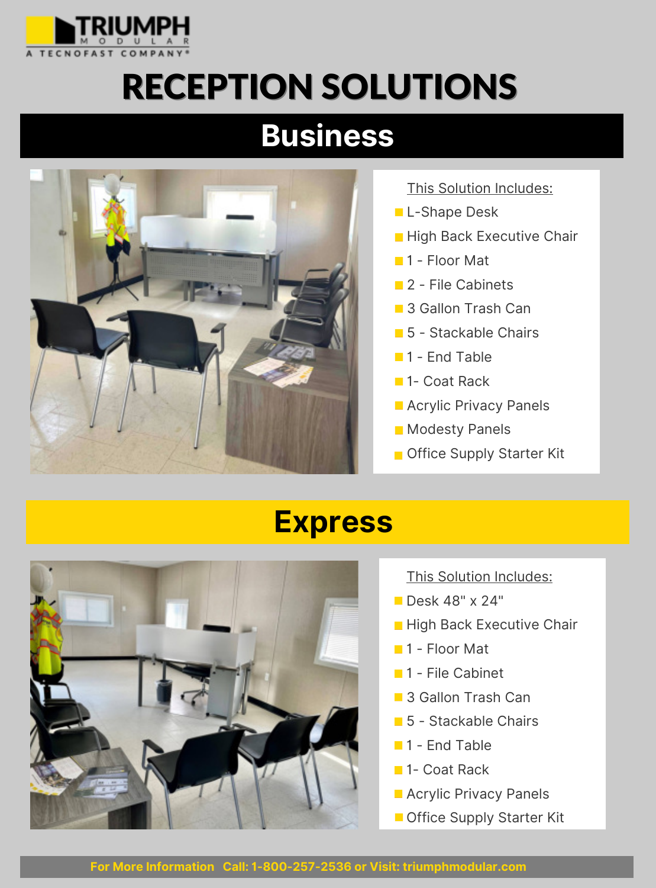TRIUMPH MODULAR
A TECNOFAST COMPANY®

# RECEPTION SOLUTIONS

## Business

This Solution Includes:

- L-Shape Desk
- High Back Executive Chair
- 1 - Floor Mat
- 2 - File Cabinets
- 3 Gallon Trash Can
- 5 - Stackable Chairs
- 1 - End Table
- 1- Coat Rack
- Acrylic Privacy Panels
- Modesty Panels
- Office Supply Starter Kit

## Express

This Solution Includes:

- Desk 48" x 24"
- High Back Executive Chair
- 1 - Floor Mat
- 1 - File Cabinet
- 3 Gallon Trash Can
- 5 - Stackable Chairs
- 1 - End Table
- 1- Coat Rack
- Acrylic Privacy Panels
- Office Supply Starter Kit

**For More Information Call: 1-800-257-2536 or Visit: triumphmodular.com**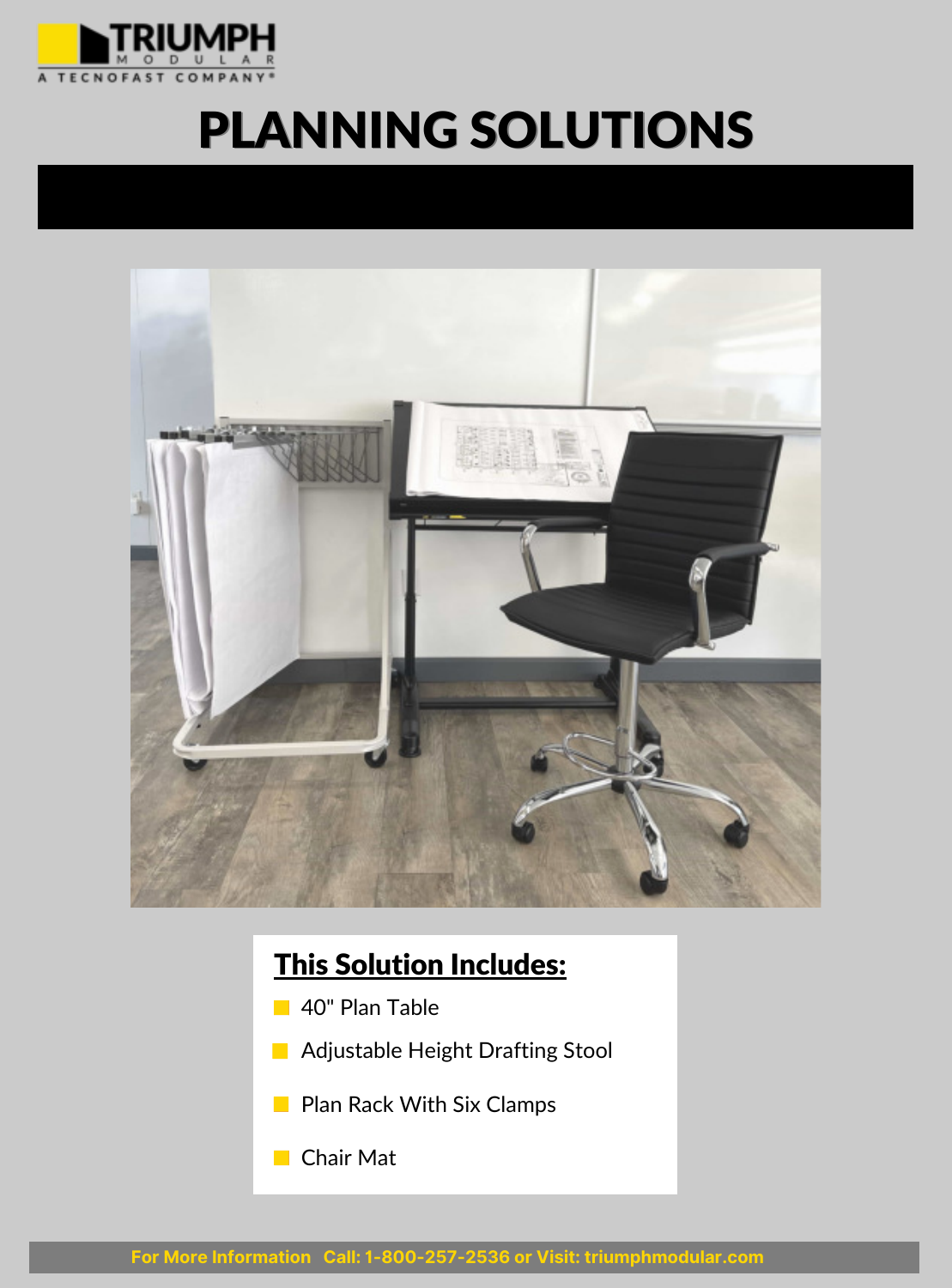TRIUMPH MODULAR
A TECNOFAST COMPANY®

# PLANNING SOLUTIONS

## This Solution Includes:

- 40" Plan Table
- Adjustable Height Drafting Stool
- Plan Rack With Six Clamps
- Chair Mat

**For More Information Call: 1-800-257-2536 or Visit: triumphmodular.com**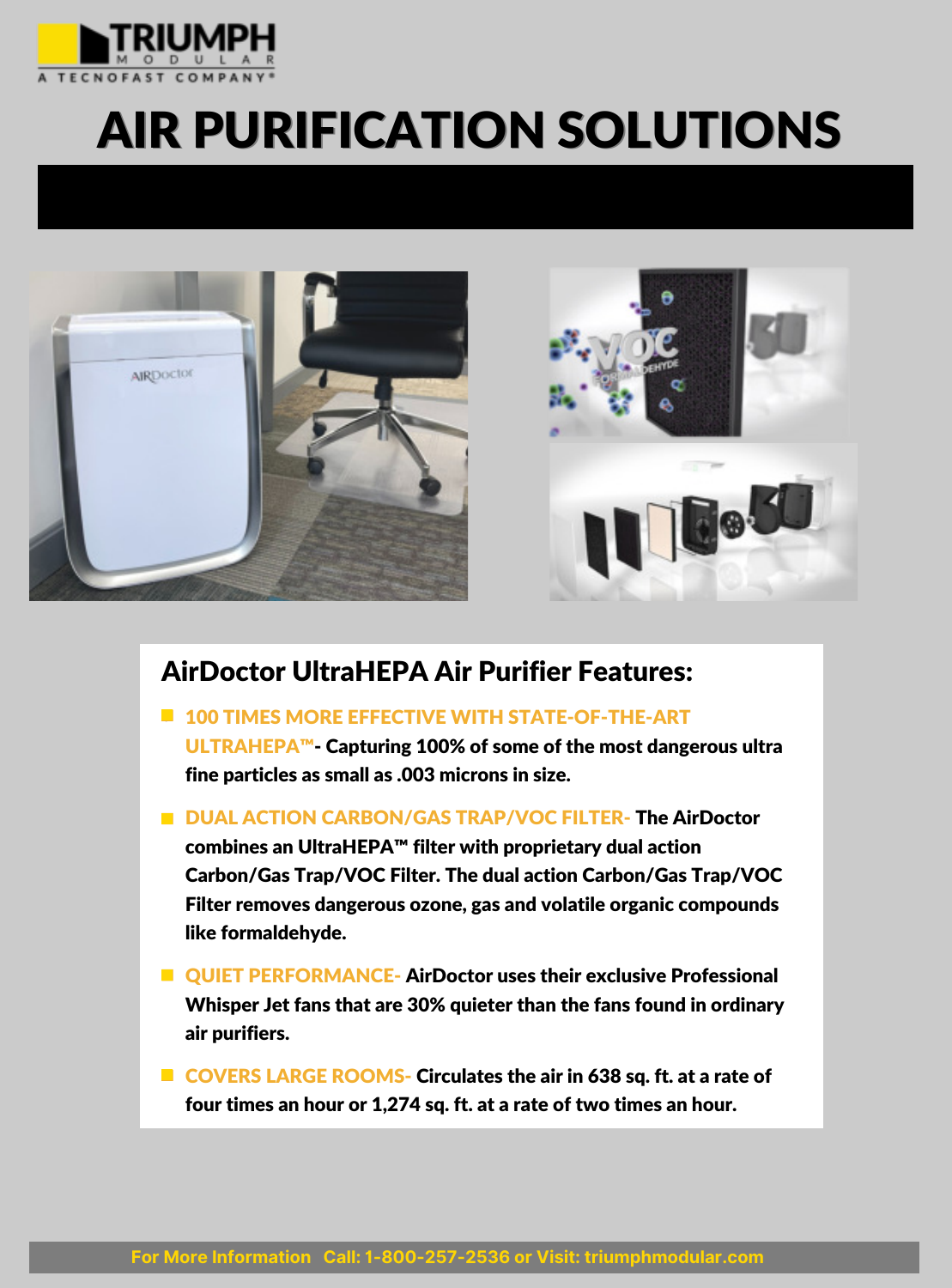TRIUMPH MODULAR
A TECNOFAST COMPANY®

# AIR PURIFICATION SOLUTIONS

## AirDoctor UltraHEPA Air Purifier Features:

- **100 TIMES MORE EFFECTIVE WITH STATE-OF-THE-ART ULTRAHEPA™- Capturing 100% of some of the most dangerous ultra fine particles as small as .003 microns in size.**
- **DUAL ACTION CARBON/GAS TRAP/VOC FILTER- The AirDoctor combines an UltraHEPA™ filter with proprietary dual action Carbon/Gas Trap/VOC Filter. The dual action Carbon/Gas Trap/VOC Filter removes dangerous ozone, gas and volatile organic compounds like formaldehyde.**
- **QUIET PERFORMANCE- AirDoctor uses their exclusive Professional Whisper Jet fans that are 30% quieter than the fans found in ordinary air purifiers.**
- **COVERS LARGE ROOMS- Circulates the air in 638 sq. ft. at a rate of four times an hour or 1,274 sq. ft. at a rate of two times an hour.**

**For More Information Call: 1-800-257-2536 or Visit: triumphmodular.com**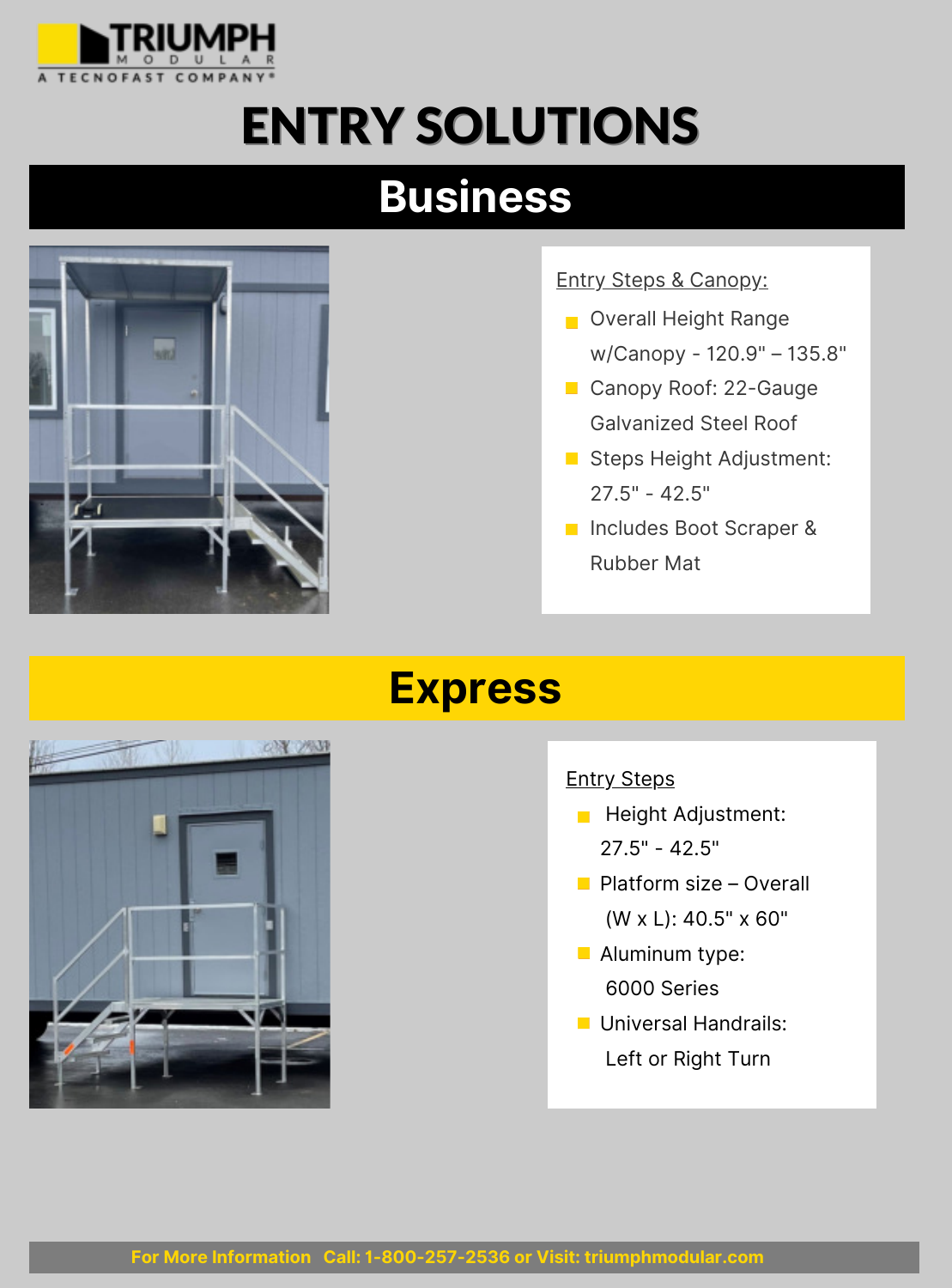TRIUMPH MODULAR

A TECNOFAST COMPANY®

# ENTRY SOLUTIONS

## Business

Entry Steps & Canopy:

- Overall Height Range w/Canopy - 120.9" – 135.8"
- Canopy Roof: 22-Gauge Galvanized Steel Roof
- Steps Height Adjustment: 27.5" - 42.5"
- Includes Boot Scraper & Rubber Mat

## Express

Entry Steps

- Height Adjustment: 27.5" - 42.5"
- Platform size – Overall (W x L): 40.5" x 60"
- Aluminum type: 6000 Series
- Universal Handrails: Left or Right Turn

**For More Information Call: 1-800-257-2536 or Visit: triumphmodular.com**